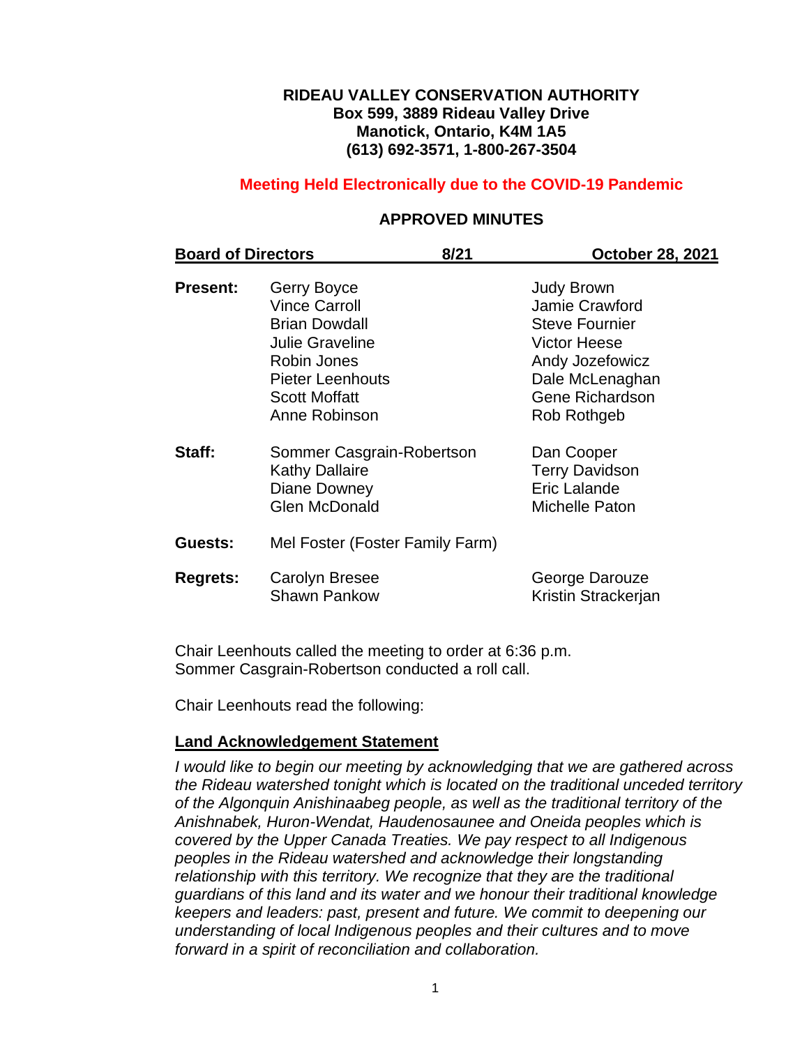**RIDEAU VALLEY CONSERVATION AUTHORITY**
**Box 599, 3889 Rideau Valley Drive**
**Manotick, Ontario, K4M 1A5**
**(613) 692-3571, 1-800-267-3504**

**Meeting Held Electronically due to the COVID-19 Pandemic**

## APPROVED MINUTES

**Board of Directors** **8/21** **October 28, 2021**

| | | |
|---|---|---|
| **Present:** | Gerry Boyce | Judy Brown |
| | Vince Carroll | Jamie Crawford |
| | Brian Dowdall | Steve Fournier |
| | Julie Graveline | Victor Heese |
| | Robin Jones | Andy Jozefowicz |
| | Pieter Leenhouts | Dale McLenaghan |
| | Scott Moffatt | Gene Richardson |
| | Anne Robinson | Rob Rothgeb |
| **Staff:** | Sommer Casgrain-Robertson | Dan Cooper |
| | Kathy Dallaire | Terry Davidson |
| | Diane Downey | Eric Lalande |
| | Glen McDonald | Michelle Paton |
| **Guests:** | Mel Foster (Foster Family Farm) | |
| **Regrets:** | Carolyn Bresee | George Darouze |
| | Shawn Pankow | Kristin Strackerjan |

Chair Leenhouts called the meeting to order at 6:36 p.m.
Sommer Casgrain-Robertson conducted a roll call.

Chair Leenhouts read the following:

**Land Acknowledgement Statement**

*I would like to begin our meeting by acknowledging that we are gathered across the Rideau watershed tonight which is located on the traditional unceded territory of the Algonquin Anishinaabeg people, as well as the traditional territory of the Anishnabek, Huron-Wendat, Haudenosaunee and Oneida peoples which is covered by the Upper Canada Treaties. We pay respect to all Indigenous peoples in the Rideau watershed and acknowledge their longstanding relationship with this territory. We recognize that they are the traditional guardians of this land and its water and we honour their traditional knowledge keepers and leaders: past, present and future. We commit to deepening our understanding of local Indigenous peoples and their cultures and to move forward in a spirit of reconciliation and collaboration.*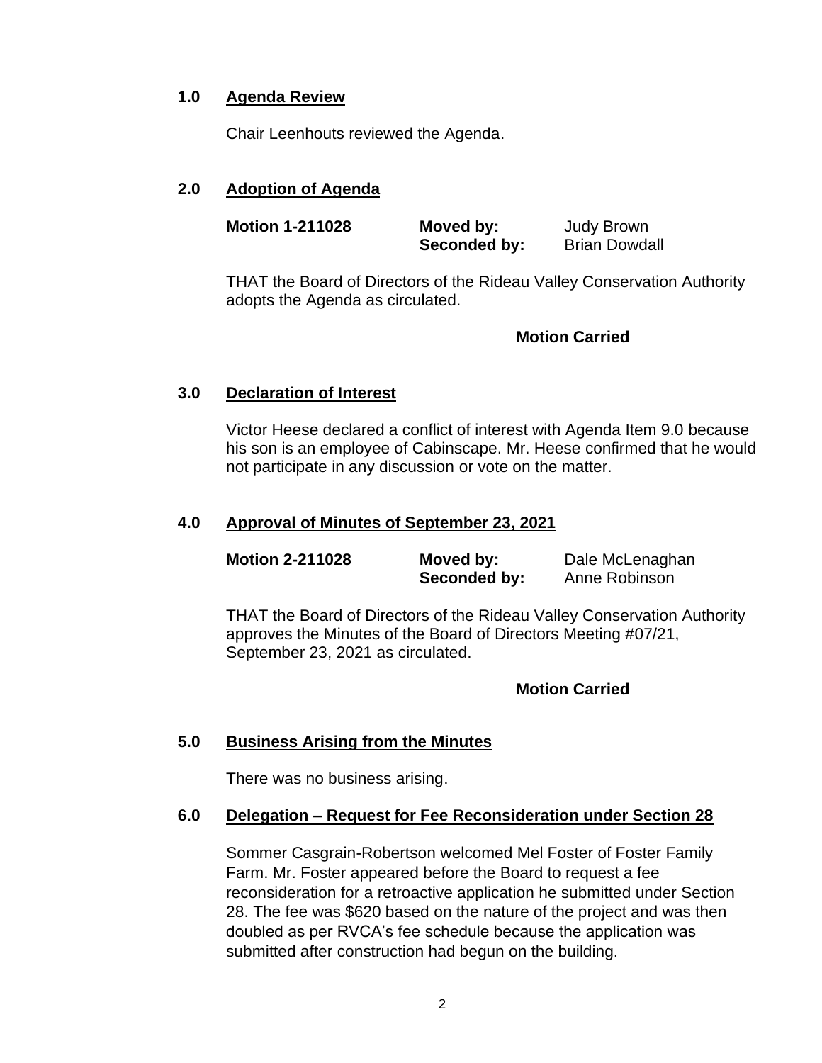## 1.0 Agenda Review

Chair Leenhouts reviewed the Agenda.

## 2.0 Adoption of Agenda

| | | |
|---|---|---|
| **Motion 1-211028** | **Moved by:** | Judy Brown |
| | **Seconded by:** | Brian Dowdall |

THAT the Board of Directors of the Rideau Valley Conservation Authority adopts the Agenda as circulated.

**Motion Carried**

## 3.0 Declaration of Interest

Victor Heese declared a conflict of interest with Agenda Item 9.0 because his son is an employee of Cabinscape. Mr. Heese confirmed that he would not participate in any discussion or vote on the matter.

## 4.0 Approval of Minutes of September 23, 2021

| | | |
|---|---|---|
| **Motion 2-211028** | **Moved by:** | Dale McLenaghan |
| | **Seconded by:** | Anne Robinson |

THAT the Board of Directors of the Rideau Valley Conservation Authority approves the Minutes of the Board of Directors Meeting #07/21, September 23, 2021 as circulated.

**Motion Carried**

## 5.0 Business Arising from the Minutes

There was no business arising.

## 6.0 Delegation – Request for Fee Reconsideration under Section 28

Sommer Casgrain-Robertson welcomed Mel Foster of Foster Family Farm. Mr. Foster appeared before the Board to request a fee reconsideration for a retroactive application he submitted under Section 28. The fee was $620 based on the nature of the project and was then doubled as per RVCA's fee schedule because the application was submitted after construction had begun on the building.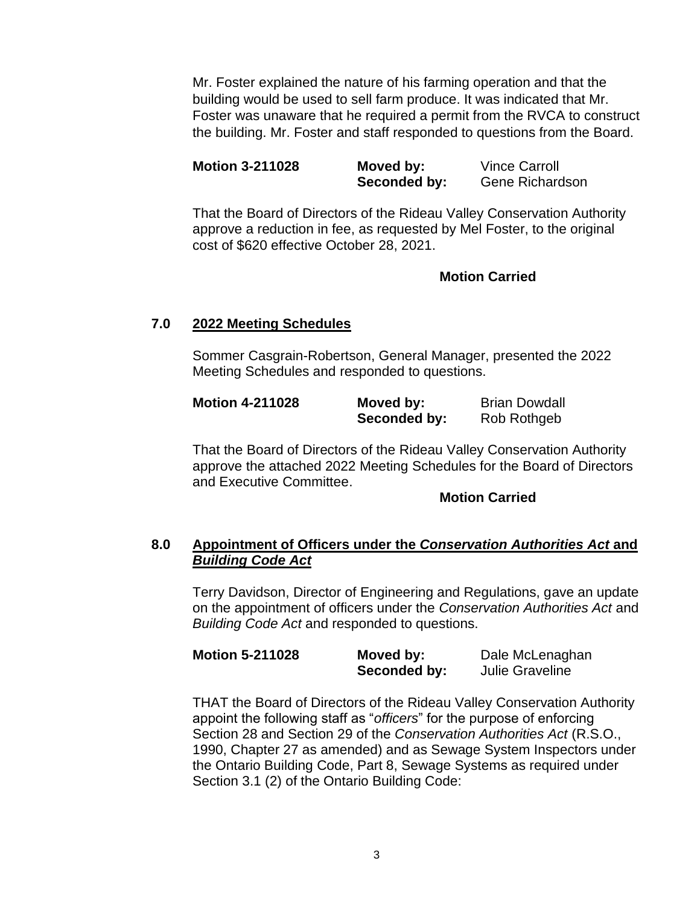Mr. Foster explained the nature of his farming operation and that the building would be used to sell farm produce. It was indicated that Mr. Foster was unaware that he required a permit from the RVCA to construct the building. Mr. Foster and staff responded to questions from the Board.

| | | |
|---|---|---|
| **Motion 3-211028** | **Moved by:** | Vince Carroll |
| | **Seconded by:** | Gene Richardson |

That the Board of Directors of the Rideau Valley Conservation Authority approve a reduction in fee, as requested by Mel Foster, to the original cost of $620 effective October 28, 2021.

**Motion Carried**

## 7.0 2022 Meeting Schedules

Sommer Casgrain-Robertson, General Manager, presented the 2022 Meeting Schedules and responded to questions.

| | | |
|---|---|---|
| **Motion 4-211028** | **Moved by:** | Brian Dowdall |
| | **Seconded by:** | Rob Rothgeb |

That the Board of Directors of the Rideau Valley Conservation Authority approve the attached 2022 Meeting Schedules for the Board of Directors and Executive Committee.

**Motion Carried**

## 8.0 Appointment of Officers under the *Conservation Authorities Act* and *Building Code Act*

Terry Davidson, Director of Engineering and Regulations, gave an update on the appointment of officers under the *Conservation Authorities Act* and *Building Code Act* and responded to questions.

| | | |
|---|---|---|
| **Motion 5-211028** | **Moved by:** | Dale McLenaghan |
| | **Seconded by:** | Julie Graveline |

THAT the Board of Directors of the Rideau Valley Conservation Authority appoint the following staff as "*officers*" for the purpose of enforcing Section 28 and Section 29 of the *Conservation Authorities Act* (R.S.O., 1990, Chapter 27 as amended) and as Sewage System Inspectors under the Ontario Building Code, Part 8, Sewage Systems as required under Section 3.1 (2) of the Ontario Building Code: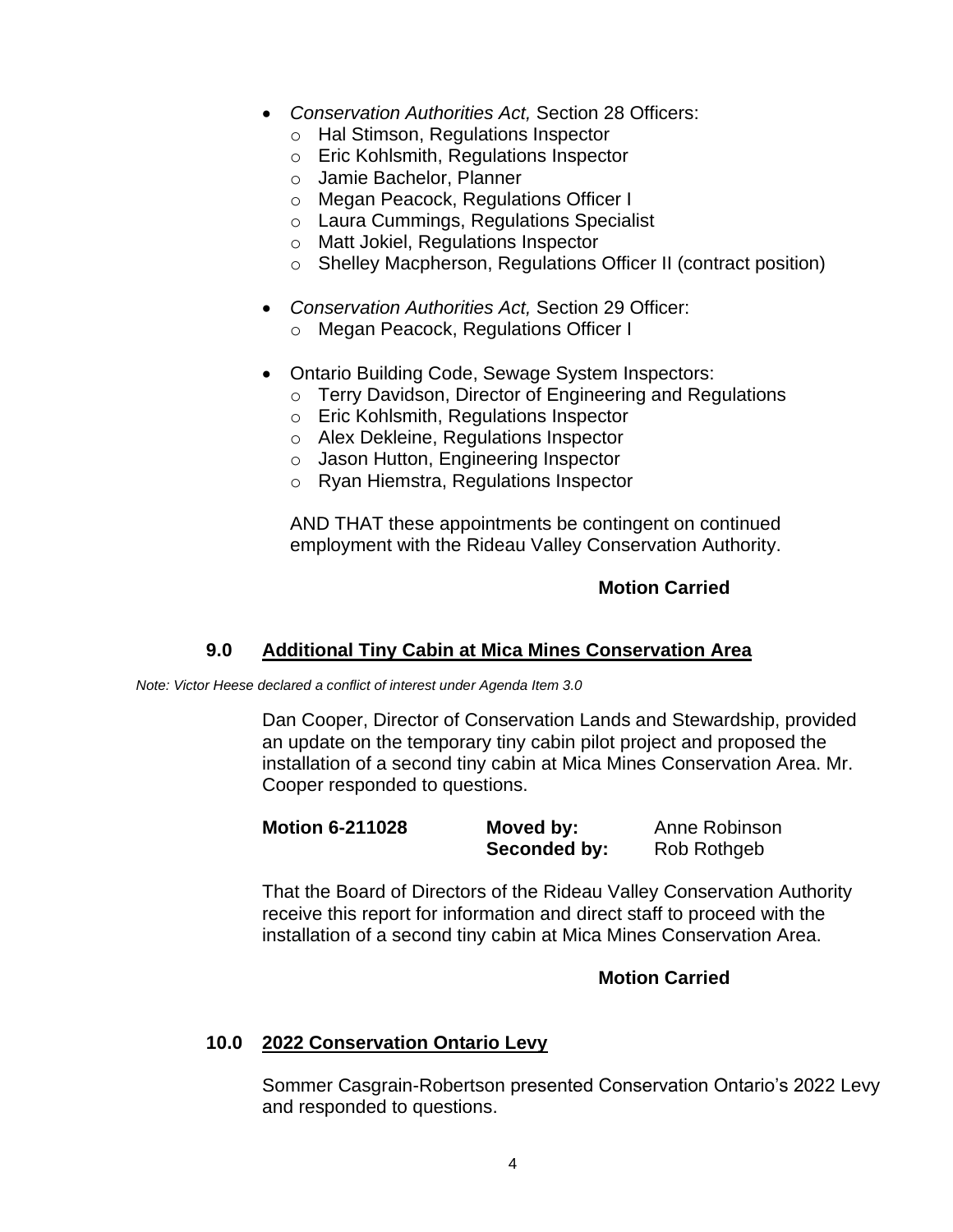- *Conservation Authorities Act,* Section 28 Officers:
  - Hal Stimson, Regulations Inspector
  - Eric Kohlsmith, Regulations Inspector
  - Jamie Bachelor, Planner
  - Megan Peacock, Regulations Officer I
  - Laura Cummings, Regulations Specialist
  - Matt Jokiel, Regulations Inspector
  - Shelley Macpherson, Regulations Officer II (contract position)

- *Conservation Authorities Act,* Section 29 Officer:
  - Megan Peacock, Regulations Officer I

- Ontario Building Code, Sewage System Inspectors:
  - Terry Davidson, Director of Engineering and Regulations
  - Eric Kohlsmith, Regulations Inspector
  - Alex Dekleine, Regulations Inspector
  - Jason Hutton, Engineering Inspector
  - Ryan Hiemstra, Regulations Inspector

AND THAT these appointments be contingent on continued employment with the Rideau Valley Conservation Authority.

**Motion Carried**

## 9.0 Additional Tiny Cabin at Mica Mines Conservation Area

*Note: Victor Heese declared a conflict of interest under Agenda Item 3.0*

Dan Cooper, Director of Conservation Lands and Stewardship, provided an update on the temporary tiny cabin pilot project and proposed the installation of a second tiny cabin at Mica Mines Conservation Area. Mr. Cooper responded to questions.

| | | |
|---|---|---|
| **Motion 6-211028** | **Moved by:** | Anne Robinson |
| | **Seconded by:** | Rob Rothgeb |

That the Board of Directors of the Rideau Valley Conservation Authority receive this report for information and direct staff to proceed with the installation of a second tiny cabin at Mica Mines Conservation Area.

**Motion Carried**

## 10.0 2022 Conservation Ontario Levy

Sommer Casgrain-Robertson presented Conservation Ontario's 2022 Levy and responded to questions.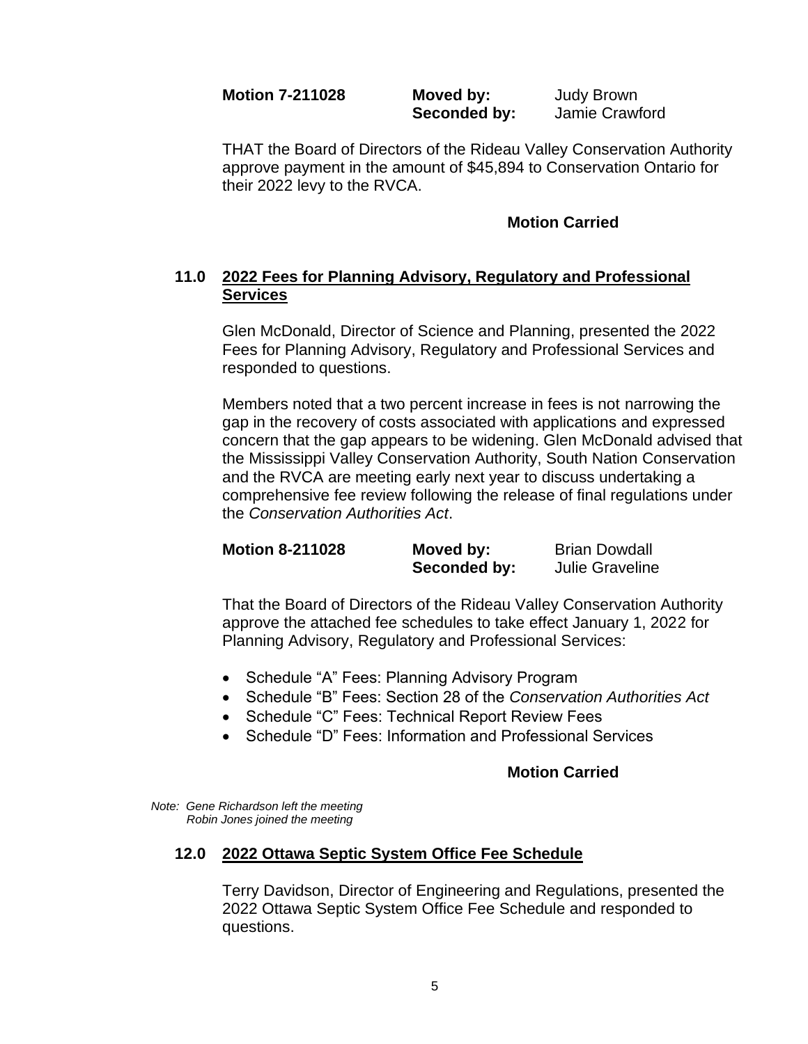**Motion 7-211028** **Moved by:** Judy Brown
**Seconded by:** Jamie Crawford

THAT the Board of Directors of the Rideau Valley Conservation Authority approve payment in the amount of $45,894 to Conservation Ontario for their 2022 levy to the RVCA.

**Motion Carried**

## 11.0 2022 Fees for Planning Advisory, Regulatory and Professional Services

Glen McDonald, Director of Science and Planning, presented the 2022 Fees for Planning Advisory, Regulatory and Professional Services and responded to questions.

Members noted that a two percent increase in fees is not narrowing the gap in the recovery of costs associated with applications and expressed concern that the gap appears to be widening. Glen McDonald advised that the Mississippi Valley Conservation Authority, South Nation Conservation and the RVCA are meeting early next year to discuss undertaking a comprehensive fee review following the release of final regulations under the *Conservation Authorities Act*.

**Motion 8-211028** **Moved by:** Brian Dowdall
**Seconded by:** Julie Graveline

That the Board of Directors of the Rideau Valley Conservation Authority approve the attached fee schedules to take effect January 1, 2022 for Planning Advisory, Regulatory and Professional Services:

- Schedule "A" Fees: Planning Advisory Program
- Schedule "B" Fees: Section 28 of the *Conservation Authorities Act*
- Schedule "C" Fees: Technical Report Review Fees
- Schedule "D" Fees: Information and Professional Services

**Motion Carried**

*Note: Gene Richardson left the meeting*
*Robin Jones joined the meeting*

## 12.0 2022 Ottawa Septic System Office Fee Schedule

Terry Davidson, Director of Engineering and Regulations, presented the 2022 Ottawa Septic System Office Fee Schedule and responded to questions.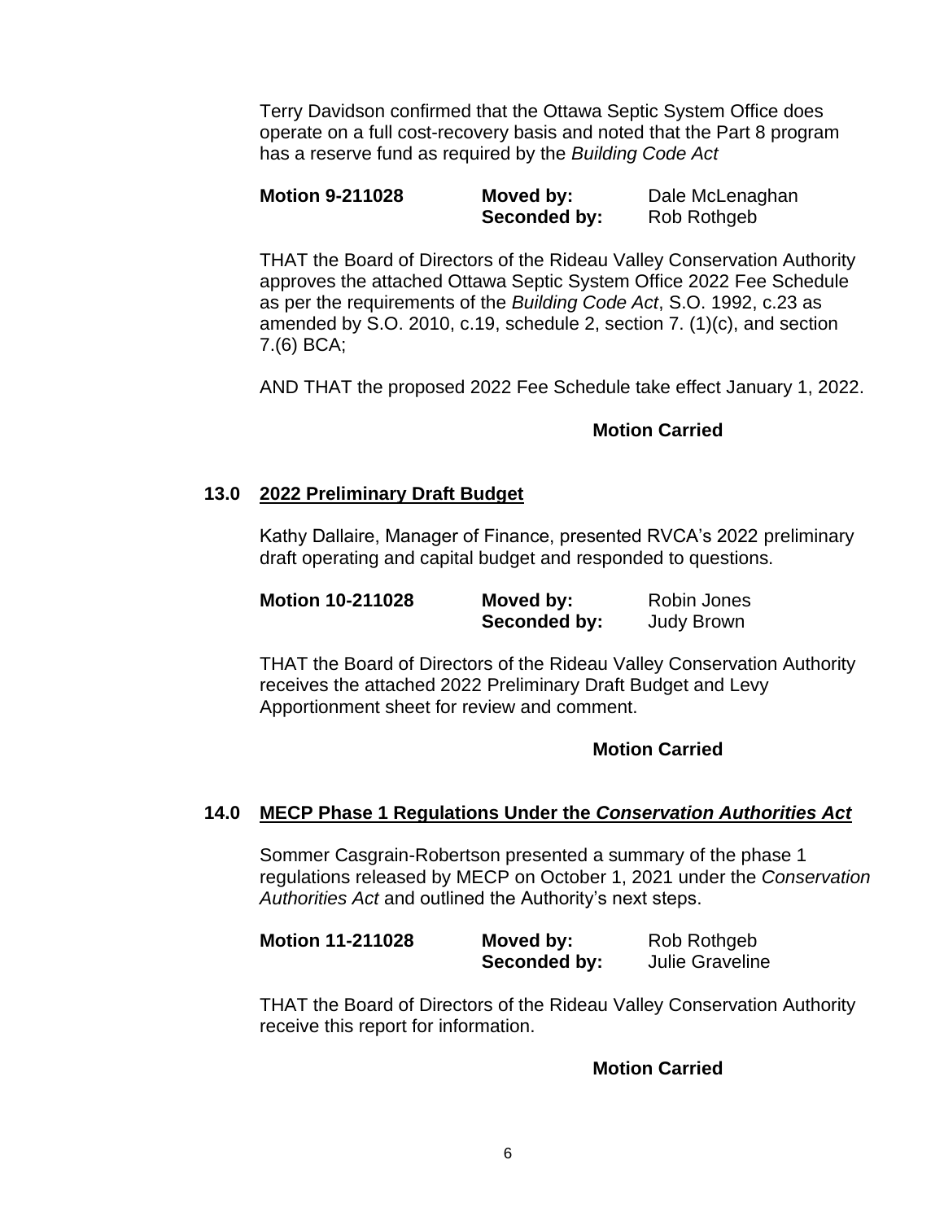Terry Davidson confirmed that the Ottawa Septic System Office does operate on a full cost-recovery basis and noted that the Part 8 program has a reserve fund as required by the *Building Code Act*

| **Motion 9-211028** | **Moved by:** | Dale McLenaghan |
| --- | --- | --- |
| | **Seconded by:** | Rob Rothgeb |

THAT the Board of Directors of the Rideau Valley Conservation Authority approves the attached Ottawa Septic System Office 2022 Fee Schedule as per the requirements of the *Building Code Act*, S.O. 1992, c.23 as amended by S.O. 2010, c.19, schedule 2, section 7. (1)(c), and section 7.(6) BCA;

AND THAT the proposed 2022 Fee Schedule take effect January 1, 2022.

**Motion Carried**

## 13.0 2022 Preliminary Draft Budget

Kathy Dallaire, Manager of Finance, presented RVCA's 2022 preliminary draft operating and capital budget and responded to questions.

| **Motion 10-211028** | **Moved by:** | Robin Jones |
| --- | --- | --- |
| | **Seconded by:** | Judy Brown |

THAT the Board of Directors of the Rideau Valley Conservation Authority receives the attached 2022 Preliminary Draft Budget and Levy Apportionment sheet for review and comment.

**Motion Carried**

## 14.0 MECP Phase 1 Regulations Under the *Conservation Authorities Act*

Sommer Casgrain-Robertson presented a summary of the phase 1 regulations released by MECP on October 1, 2021 under the *Conservation Authorities Act* and outlined the Authority's next steps.

| **Motion 11-211028** | **Moved by:** | Rob Rothgeb |
| --- | --- | --- |
| | **Seconded by:** | Julie Graveline |

THAT the Board of Directors of the Rideau Valley Conservation Authority receive this report for information.

**Motion Carried**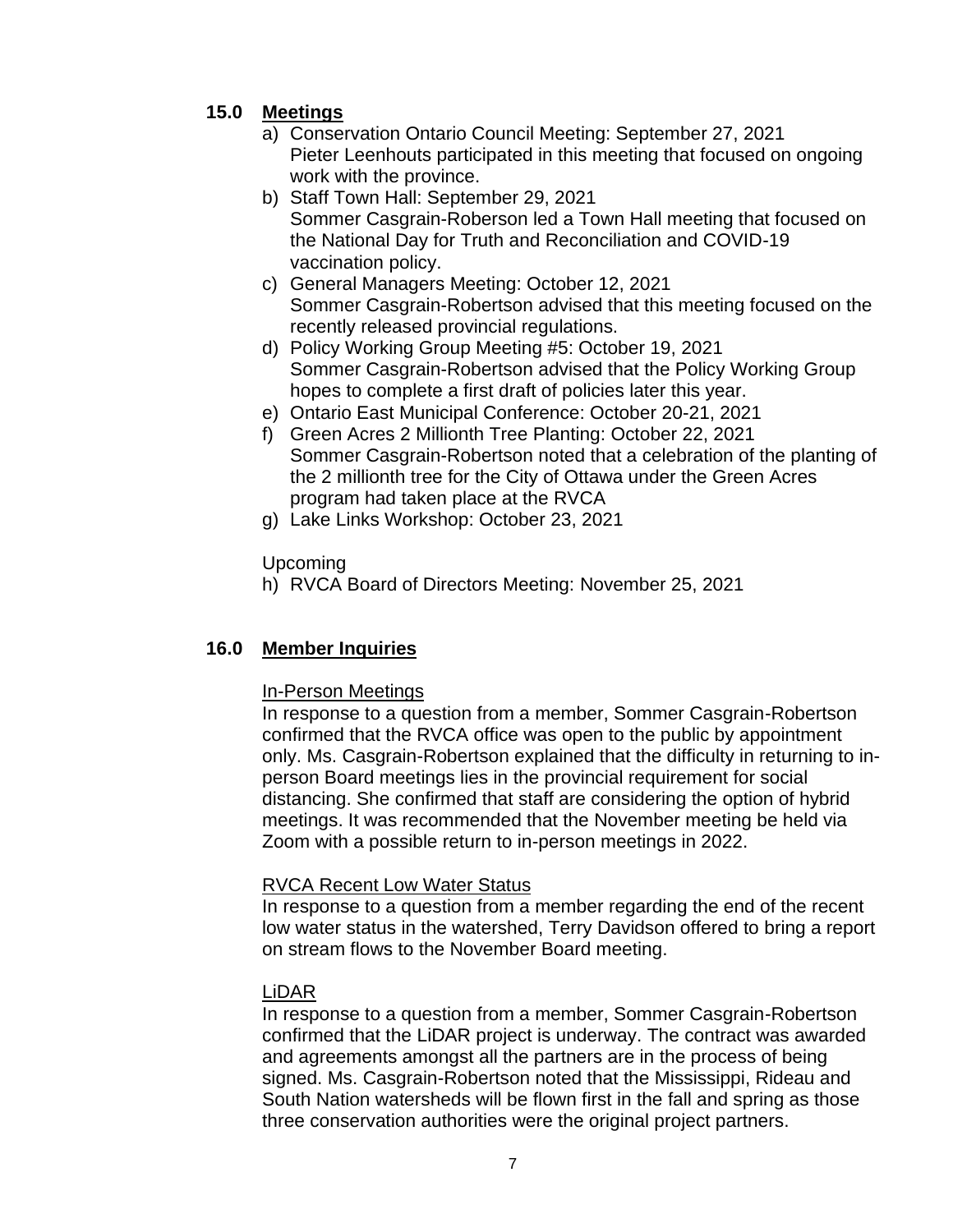## 15.0 Meetings

a) Conservation Ontario Council Meeting: September 27, 2021
   Pieter Leenhouts participated in this meeting that focused on ongoing work with the province.
b) Staff Town Hall: September 29, 2021
   Sommer Casgrain-Roberson led a Town Hall meeting that focused on the National Day for Truth and Reconciliation and COVID-19 vaccination policy.
c) General Managers Meeting: October 12, 2021
   Sommer Casgrain-Robertson advised that this meeting focused on the recently released provincial regulations.
d) Policy Working Group Meeting #5: October 19, 2021
   Sommer Casgrain-Robertson advised that the Policy Working Group hopes to complete a first draft of policies later this year.
e) Ontario East Municipal Conference: October 20-21, 2021
f) Green Acres 2 Millionth Tree Planting: October 22, 2021
   Sommer Casgrain-Robertson noted that a celebration of the planting of the 2 millionth tree for the City of Ottawa under the Green Acres program had taken place at the RVCA
g) Lake Links Workshop: October 23, 2021

Upcoming

h) RVCA Board of Directors Meeting: November 25, 2021

## 16.0 Member Inquiries

In-Person Meetings

In response to a question from a member, Sommer Casgrain-Robertson confirmed that the RVCA office was open to the public by appointment only. Ms. Casgrain-Robertson explained that the difficulty in returning to in-person Board meetings lies in the provincial requirement for social distancing. She confirmed that staff are considering the option of hybrid meetings. It was recommended that the November meeting be held via Zoom with a possible return to in-person meetings in 2022.

RVCA Recent Low Water Status

In response to a question from a member regarding the end of the recent low water status in the watershed, Terry Davidson offered to bring a report on stream flows to the November Board meeting.

LiDAR

In response to a question from a member, Sommer Casgrain-Robertson confirmed that the LiDAR project is underway. The contract was awarded and agreements amongst all the partners are in the process of being signed. Ms. Casgrain-Robertson noted that the Mississippi, Rideau and South Nation watersheds will be flown first in the fall and spring as those three conservation authorities were the original project partners.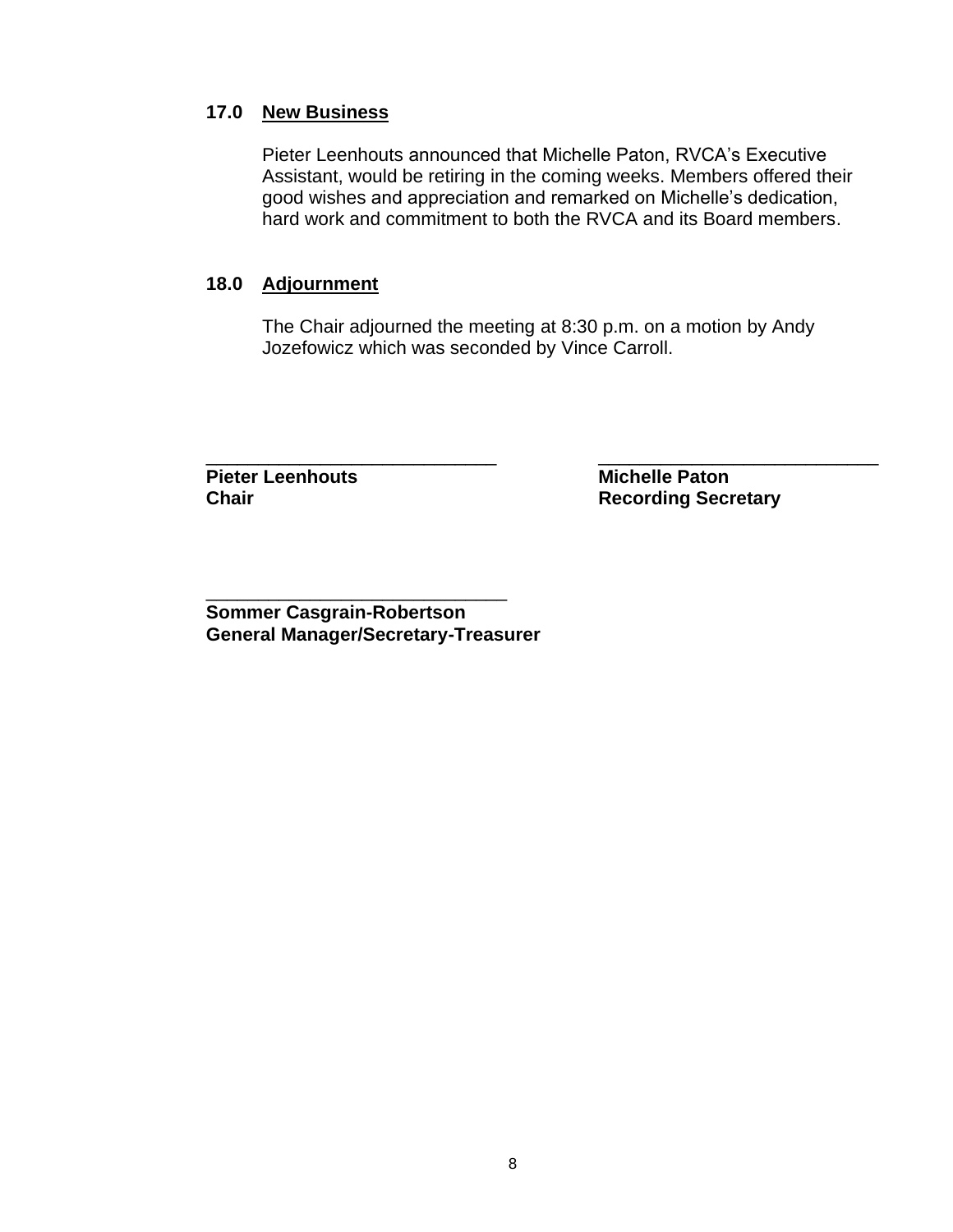## 17.0 New Business

Pieter Leenhouts announced that Michelle Paton, RVCA's Executive Assistant, would be retiring in the coming weeks. Members offered their good wishes and appreciation and remarked on Michelle's dedication, hard work and commitment to both the RVCA and its Board members.

## 18.0 Adjournment

The Chair adjourned the meeting at 8:30 p.m. on a motion by Andy Jozefowicz which was seconded by Vince Carroll.

_____________________________  
**Pieter Leenhouts**  
**Chair**

_____________________________  
**Michelle Paton**  
**Recording Secretary**

_____________________________  
**Sommer Casgrain-Robertson**  
**General Manager/Secretary-Treasurer**